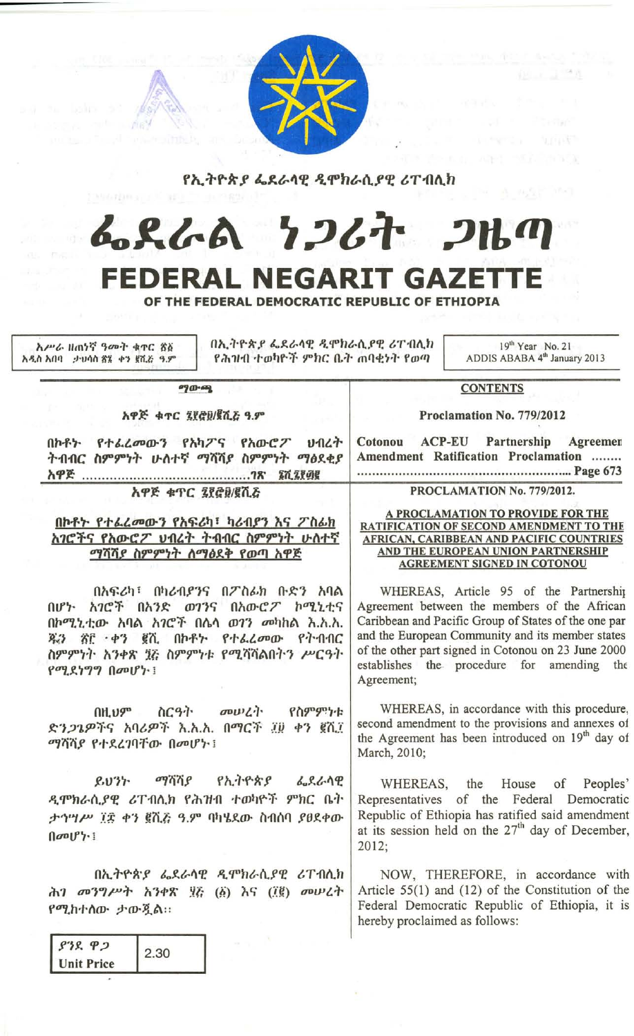የኢትዮጵያ ፌደራላዊ ዲሞክራሲያዊ ሪፐብሊክ

# ፌደራል ነጋሪት ጋዜጣ

# FEDERAL NEGARIT GAZETTE

## OF THE FEDERAL DEMOCRATIC REPUBLIC OF ETHIOPIA

| አሥራ ዘጠነኛ ዓመት ቁጥር ፳፩ አዲስ አበባ ታህሳስ ፳፮ ቀን ፪ሺ፭ ዓ.ም | በኢትዮጵያ ፌደራላዊ ዲሞክራሲያዊ ሪፐብሊክ የሕዝብ ተወካዮች ምክር ቤት ጠባቂነት የወጣ | 19th Year No. 21 ADDIS ABABA 4th January 2013 |
|---|---|---|

**ማውጫ**

አዋጅ ቁጥር ፯፻፸፱/፪ሺ፭ ዓ.ም

በኮቶኑ የተፈረመውን የአካፓና የአውሮፓ ህብረት ትብብር ስምምነት ሁለተኛ ማሻሻያ ስምምነት ማፅደቂያ አዋጅ ........................................ገጽ ፮፻፸፫

**አዋጅ ቁጥር ፯፻፸፱/፪ሺ፭**

**በኮቶኑ የተፈረመውን የአፍሪካ፣ ካሪብያን እና ፖስፊክ አገሮችና የአውሮፓ ህብረት ትብብር ስምምነት ሁለተኛ ማሻሻያ ስምምነት ለማፅደቅ የወጣ አዋጅ**

በአፍሪካ፣ በካሪብያንና በፖስፊክ ቡድን አባል በሆኑ አገሮች በአንድ ወገንና በአውሮፖ ኮሚኒቲና በኮሚኒቲው አባል አገሮች በሌላ ወገን መካከል እ.ኤ.አ. ጁን ፳፫ ቀን ፪ሺ በኮቶኑ የተፈረመው የትብብር ስምምነት አንቀጽ ፺፭ ስምምነቱ የሚሻሻልበትን ሥርዓት የሚደነግግ በመሆኑ፤

በዚህም ስርዓት መሠረት የስምምነቱ ድንጋጌዎችና አባሪዎች እ.ኤ.አ. በማርች ፲፱ ቀን ፪ሺ፲ ማሻሻያ የተደረገባቸው በመሆኑ፤

ይህንኑ ማሻሻያ የኢትዮጵያ ፌደራላዊ ዲሞክራሲያዊ ሪፐብሊክ የሕዝብ ተወካዮች ምክር ቤት ታኅሣሥ ፲፰ ቀን ፪ሺ፭ ዓ.ም ባካሄደው ስብሰባ ያፀደቀው በመሆኑ፤

በኢትዮጵያ ፌደራላዊ ዲሞክራሲያዊ ሪፐብሊክ ሕገ መንግሥት አንቀጽ ፶፭ (፩) እና (፲፪) መሠረት የሚከተለው ታውጇል።

| ያንዱ ዋጋ Unit Price | 2.30 |
|---|---|

**CONTENTS**

Proclamation No. 779/2012

Cotonou ACP-EU Partnership Agreement Amendment Ratification Proclamation ........ ........................................................ Page 673

**PROCLAMATION No. 779/2012.**

**A PROCLAMATION TO PROVIDE FOR THE RATIFICATION OF SECOND AMENDMENT TO THE AFRICAN, CARIBBEAN AND PACIFIC COUNTRIES AND THE EUROPEAN UNION PARTNERSHIP AGREEMENT SIGNED IN COTONOU**

WHEREAS, Article 95 of the Partnership Agreement between the members of the African Caribbean and Pacific Group of States of the one part and the European Community and its member states of the other part signed in Cotonou on 23 June 2000 establishes the procedure for amending the Agreement;

WHEREAS, in accordance with this procedure, second amendment to the provisions and annexes of the Agreement has been introduced on 19th day of March, 2010;

WHEREAS, the House of Peoples' Representatives of the Federal Democratic Republic of Ethiopia has ratified said amendment at its session held on the 27th day of December, 2012;

NOW, THEREFORE, in accordance with Article 55(1) and (12) of the Constitution of the Federal Democratic Republic of Ethiopia, it is hereby proclaimed as follows: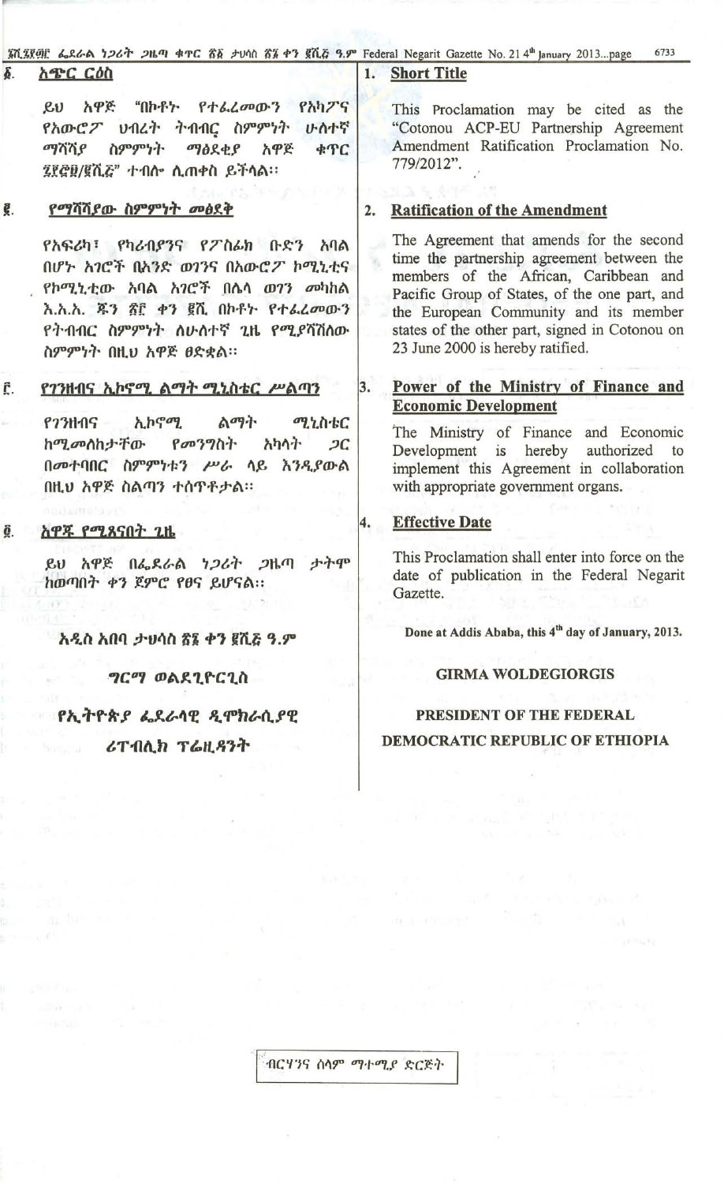## ፩. አጭር ርዕስ

ይህ አዋጅ "በኮቶኑ የተፈረመውን የአካፖና የአውሮፓ ህብረት ትብብር ስምምነት ሁለተኛ ማሻሻያ ስምምነት ማፅደቂያ አዋጅ ቁጥር ፯፻፸፱/፪ሺ፭" ተብሎ ሊጠቀስ ይችላል፡፡

## ፪. የማሻሻያው ስምምነት መፅደቅ

የአፍሪካ፣ የካሪብያንና የፖስፊክ ቡድን አባል በሆኑ አገሮች በአንድ ወገንና በአውሮፓ ኮሚኒቲና የኮሚኒቲው አባል አገሮች በሌላ ወገን መካከል እ.አ.አ. ጁን ፳፫ ቀን ፪ሺ በኮቶኑ የተፈረመውን የትብብር ስምምነት ለሁለተኛ ጊዜ የሚያሻሽለው ስምምነት በዚህ አዋጅ ፀድቋል፡፡

## ፫. የገንዘብና ኢኮኖሚ ልማት ሚኒስቴር ሥልጣን

የገንዘብና ኢኮኖሚ ልማት ሚኒስቴር ከሚመለከታቸው የመንግስት አካላት ጋር በመተባበር ስምምነቱን ሥራ ላይ እንዲያውል በዚህ አዋጅ ስልጣን ተሰጥቶታል፡፡

## ፬. አዋጁ የሚጸናበት ጊዜ

ይህ አዋጅ በፌደራል ነጋሪት ጋዜጣ ታትሞ ከወጣበት ቀን ጀምሮ የፀና ይሆናል፡፡

አዲስ አበባ ታህሳስ ፳፮ ቀን ፪ሺ፭ ዓ.ም

**ግርማ ወልደጊዮርጊስ**

**የኢትዮጵያ ፌደራላዊ ዲሞክራሲያዊ ሪፐብሊክ ፕሬዚዳንት**

## 1. Short Title

This Proclamation may be cited as the "Cotonou ACP-EU Partnership Agreement Amendment Ratification Proclamation No. 779/2012".

## 2. Ratification of the Amendment

The Agreement that amends for the second time the partnership agreement between the members of the African, Caribbean and Pacific Group of States, of the one part, and the European Community and its member states of the other part, signed in Cotonou on 23 June 2000 is hereby ratified.

## 3. Power of the Ministry of Finance and Economic Development

The Ministry of Finance and Economic Development is hereby authorized to implement this Agreement in collaboration with appropriate government organs.

## 4. Effective Date

This Proclamation shall enter into force on the date of publication in the Federal Negarit Gazette.

**Done at Addis Ababa, this 4th day of January, 2013.**

**GIRMA WOLDEGIORGIS**

**PRESIDENT OF THE FEDERAL DEMOCRATIC REPUBLIC OF ETHIOPIA**

ብርሃንና ሰላም ማተሚያ ድርጅት